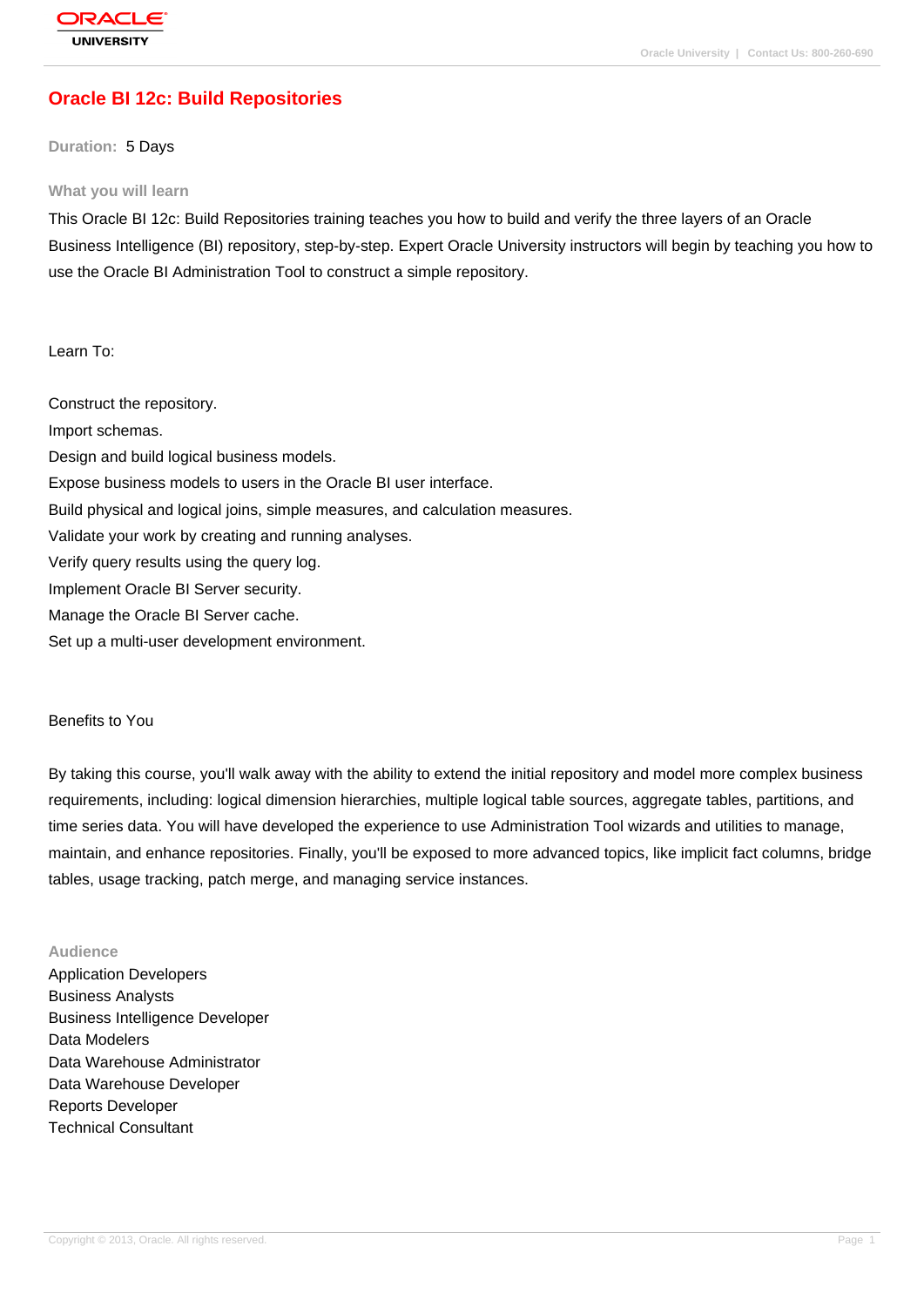# Oracle BI 12c: Build Repositories

**Duration:** 5 Days

## What you will learn

This Oracle BI 12c: Build Repositories training teaches you how to build and verify the three layers of an Oracle Business Intelligence (BI) repository, step-by-step. Expert Oracle University instructors will begin by teaching you how to use the Oracle BI Administration Tool to construct a simple repository.

Learn To:

Construct the repository.
Import schemas.
Design and build logical business models.
Expose business models to users in the Oracle BI user interface.
Build physical and logical joins, simple measures, and calculation measures.
Validate your work by creating and running analyses.
Verify query results using the query log.
Implement Oracle BI Server security.
Manage the Oracle BI Server cache.
Set up a multi-user development environment.

Benefits to You

By taking this course, you'll walk away with the ability to extend the initial repository and model more complex business requirements, including: logical dimension hierarchies, multiple logical table sources, aggregate tables, partitions, and time series data. You will have developed the experience to use Administration Tool wizards and utilities to manage, maintain, and enhance repositories. Finally, you'll be exposed to more advanced topics, like implicit fact columns, bridge tables, usage tracking, patch merge, and managing service instances.

## Audience

Application Developers
Business Analysts
Business Intelligence Developer
Data Modelers
Data Warehouse Administrator
Data Warehouse Developer
Reports Developer
Technical Consultant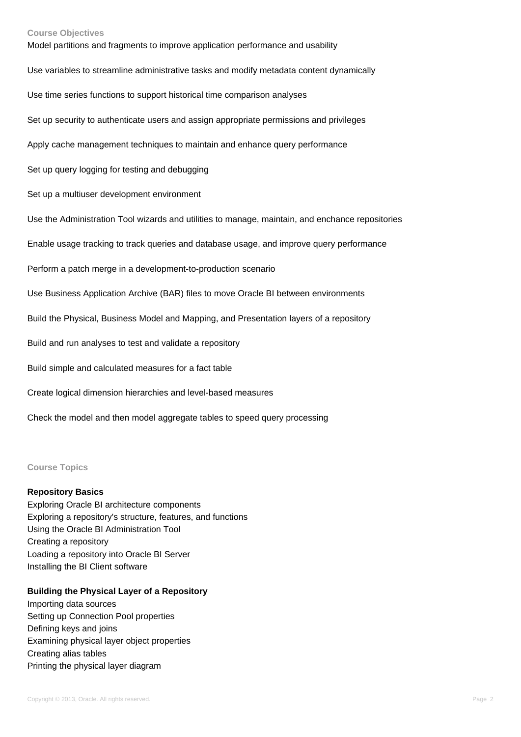### Course Objectives

Model partitions and fragments to improve application performance and usability

Use variables to streamline administrative tasks and modify metadata content dynamically

Use time series functions to support historical time comparison analyses

Set up security to authenticate users and assign appropriate permissions and privileges

Apply cache management techniques to maintain and enhance query performance

Set up query logging for testing and debugging

Set up a multiuser development environment

Use the Administration Tool wizards and utilities to manage, maintain, and enchance repositories

Enable usage tracking to track queries and database usage, and improve query performance

Perform a patch merge in a development-to-production scenario

Use Business Application Archive (BAR) files to move Oracle BI between environments

Build the Physical, Business Model and Mapping, and Presentation layers of a repository

Build and run analyses to test and validate a repository

Build simple and calculated measures for a fact table

Create logical dimension hierarchies and level-based measures

Check the model and then model aggregate tables to speed query processing

### Course Topics

**Repository Basics**

Exploring Oracle BI architecture components
Exploring a repository's structure, features, and functions
Using the Oracle BI Administration Tool
Creating a repository
Loading a repository into Oracle BI Server
Installing the BI Client software

**Building the Physical Layer of a Repository**

Importing data sources
Setting up Connection Pool properties
Defining keys and joins
Examining physical layer object properties
Creating alias tables
Printing the physical layer diagram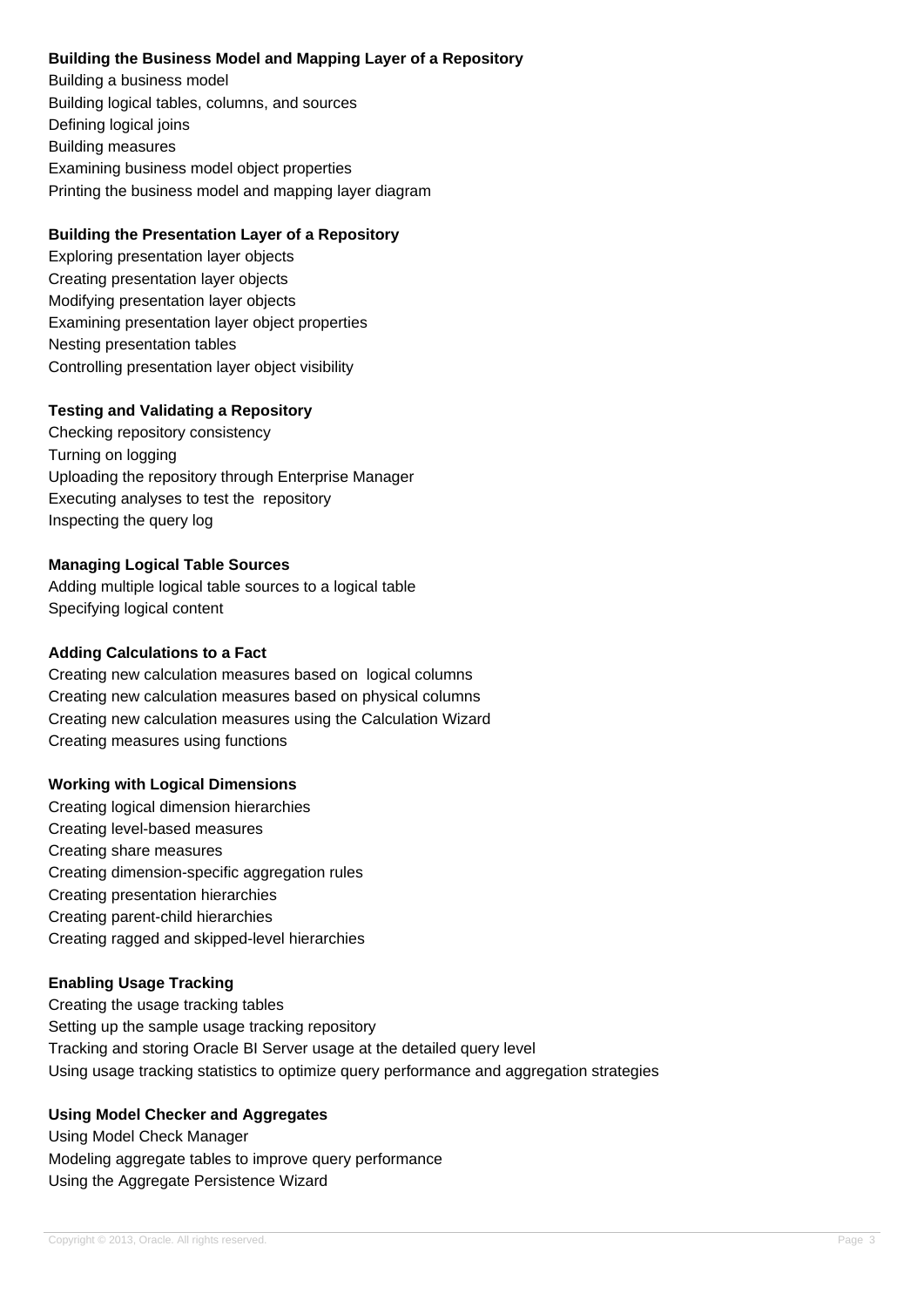**Building the Business Model and Mapping Layer of a Repository**

Building a business model
Building logical tables, columns, and sources
Defining logical joins
Building measures
Examining business model object properties
Printing the business model and mapping layer diagram

**Building the Presentation Layer of a Repository**

Exploring presentation layer objects
Creating presentation layer objects
Modifying presentation layer objects
Examining presentation layer object properties
Nesting presentation tables
Controlling presentation layer object visibility

**Testing and Validating a Repository**

Checking repository consistency
Turning on logging
Uploading the repository through Enterprise Manager
Executing analyses to test the repository
Inspecting the query log

**Managing Logical Table Sources**

Adding multiple logical table sources to a logical table
Specifying logical content

**Adding Calculations to a Fact**

Creating new calculation measures based on logical columns
Creating new calculation measures based on physical columns
Creating new calculation measures using the Calculation Wizard
Creating measures using functions

**Working with Logical Dimensions**

Creating logical dimension hierarchies
Creating level-based measures
Creating share measures
Creating dimension-specific aggregation rules
Creating presentation hierarchies
Creating parent-child hierarchies
Creating ragged and skipped-level hierarchies

**Enabling Usage Tracking**

Creating the usage tracking tables
Setting up the sample usage tracking repository
Tracking and storing Oracle BI Server usage at the detailed query level
Using usage tracking statistics to optimize query performance and aggregation strategies

**Using Model Checker and Aggregates**

Using Model Check Manager
Modeling aggregate tables to improve query performance
Using the Aggregate Persistence Wizard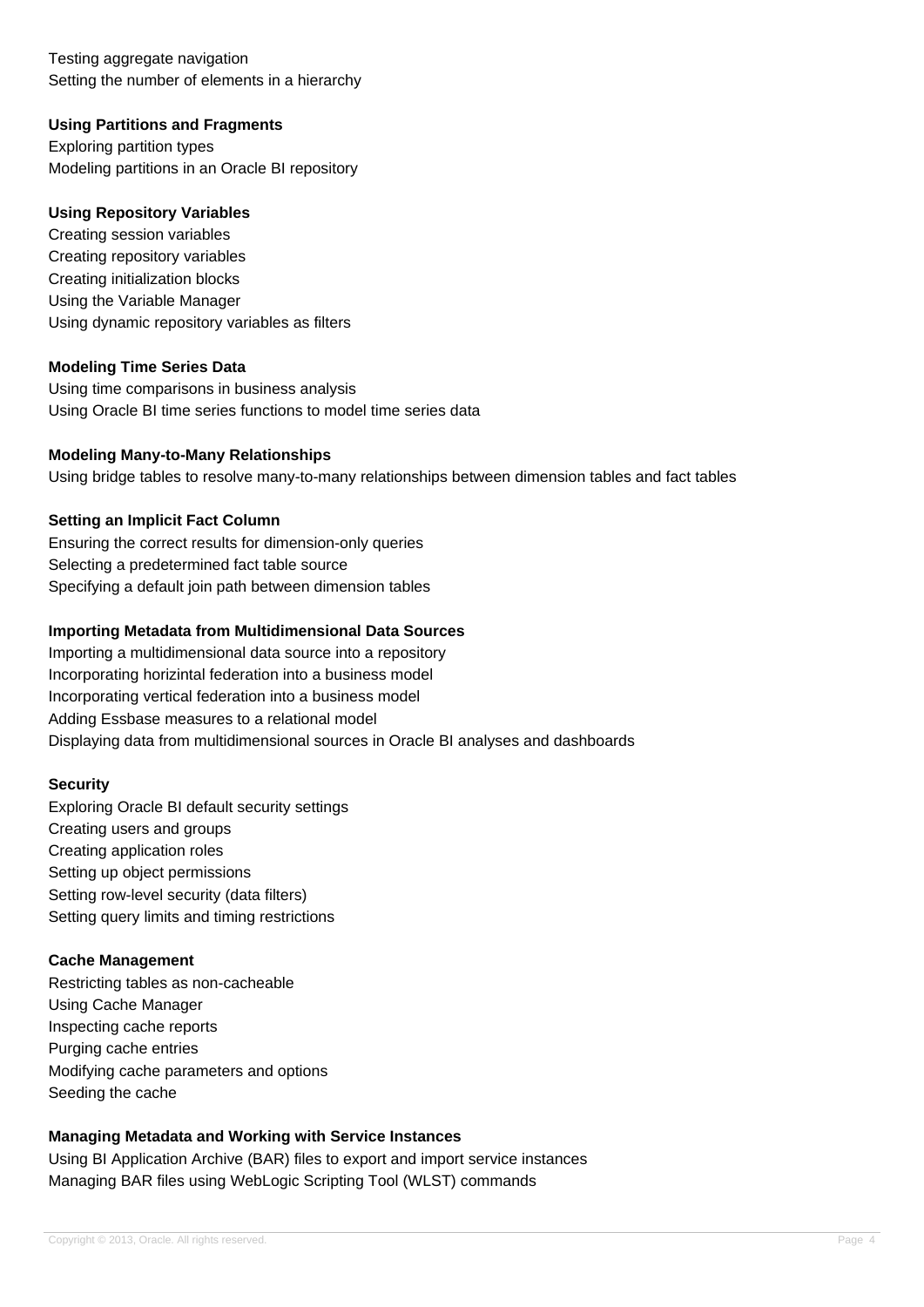Testing aggregate navigation
Setting the number of elements in a hierarchy

**Using Partitions and Fragments**

Exploring partition types
Modeling partitions in an Oracle BI repository

**Using Repository Variables**

Creating session variables
Creating repository variables
Creating initialization blocks
Using the Variable Manager
Using dynamic repository variables as filters

**Modeling Time Series Data**

Using time comparisons in business analysis
Using Oracle BI time series functions to model time series data

**Modeling Many-to-Many Relationships**

Using bridge tables to resolve many-to-many relationships between dimension tables and fact tables

**Setting an Implicit Fact Column**

Ensuring the correct results for dimension-only queries
Selecting a predetermined fact table source
Specifying a default join path between dimension tables

**Importing Metadata from Multidimensional Data Sources**

Importing a multidimensional data source into a repository
Incorporating horizintal federation into a business model
Incorporating vertical federation into a business model
Adding Essbase measures to a relational model
Displaying data from multidimensional sources in Oracle BI analyses and dashboards

**Security**

Exploring Oracle BI default security settings
Creating users and groups
Creating application roles
Setting up object permissions
Setting row-level security (data filters)
Setting query limits and timing restrictions

**Cache Management**

Restricting tables as non-cacheable
Using Cache Manager
Inspecting cache reports
Purging cache entries
Modifying cache parameters and options
Seeding the cache

**Managing Metadata and Working with Service Instances**

Using BI Application Archive (BAR) files to export and import service instances
Managing BAR files using WebLogic Scripting Tool (WLST) commands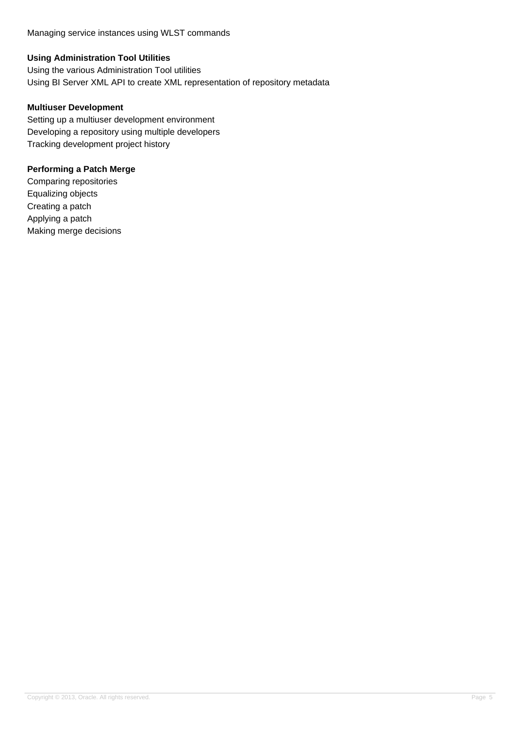Managing service instances using WLST commands

**Using Administration Tool Utilities**

Using the various Administration Tool utilities
Using BI Server XML API to create XML representation of repository metadata

**Multiuser Development**

Setting up a multiuser development environment
Developing a repository using multiple developers
Tracking development project history

**Performing a Patch Merge**

Comparing repositories
Equalizing objects
Creating a patch
Applying a patch
Making merge decisions